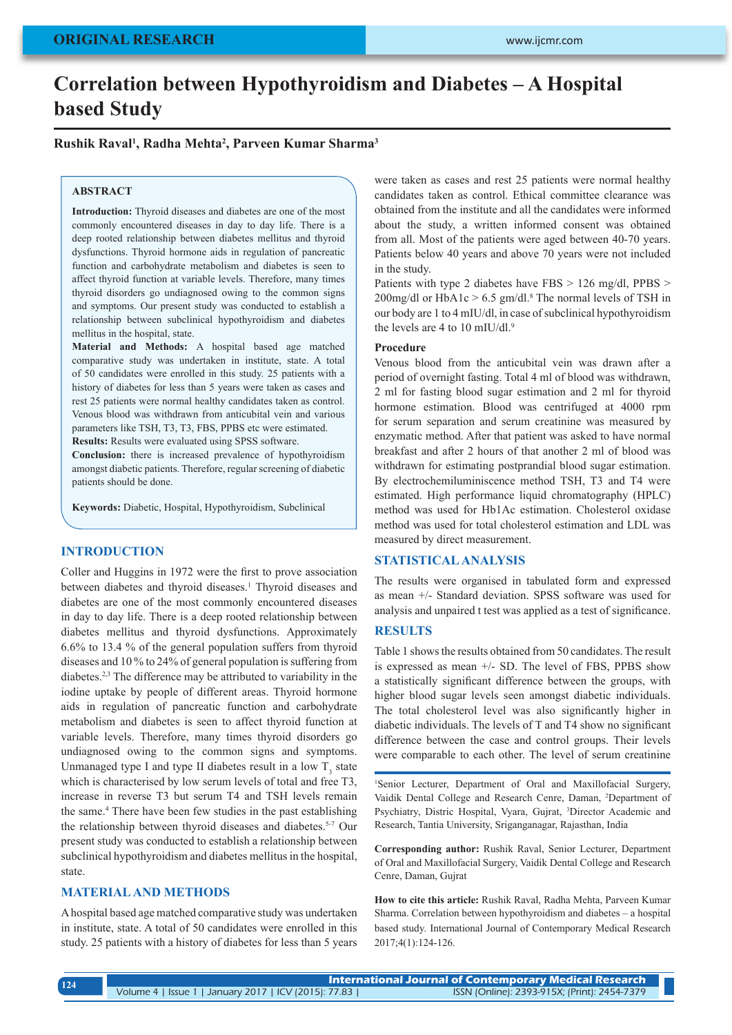ORIGINAL RESEARCH

# Correlation between Hypothyroidism and Diabetes – A Hospital based Study

**Rushik Raval[1], Radha Mehta[2], Parveen Kumar Sharma[3]**

## ABSTRACT

**Introduction:** Thyroid diseases and diabetes are one of the most commonly encountered diseases in day to day life. There is a deep rooted relationship between diabetes mellitus and thyroid dysfunctions. Thyroid hormone aids in regulation of pancreatic function and carbohydrate metabolism and diabetes is seen to affect thyroid function at variable levels. Therefore, many times thyroid disorders go undiagnosed owing to the common signs and symptoms. Our present study was conducted to establish a relationship between subclinical hypothyroidism and diabetes mellitus in the hospital, state.
**Material and Methods:** A hospital based age matched comparative study was undertaken in institute, state. A total of 50 candidates were enrolled in this study. 25 patients with a history of diabetes for less than 5 years were taken as cases and rest 25 patients were normal healthy candidates taken as control. Venous blood was withdrawn from anticubital vein and various parameters like TSH, T3, T3, FBS, PPBS etc were estimated.
**Results:** Results were evaluated using SPSS software.
**Conclusion:** there is increased prevalence of hypothyroidism amongst diabetic patients. Therefore, regular screening of diabetic patients should be done.

**Keywords:** Diabetic, Hospital, Hypothyroidism, Subclinical

## INTRODUCTION

Coller and Huggins in 1972 were the first to prove association between diabetes and thyroid diseases.[1] Thyroid diseases and diabetes are one of the most commonly encountered diseases in day to day life. There is a deep rooted relationship between diabetes mellitus and thyroid dysfunctions. Approximately 6.6% to 13.4 % of the general population suffers from thyroid diseases and 10 % to 24% of general population is suffering from diabetes.[2,3] The difference may be attributed to variability in the iodine uptake by people of different areas. Thyroid hormone aids in regulation of pancreatic function and carbohydrate metabolism and diabetes is seen to affect thyroid function at variable levels. Therefore, many times thyroid disorders go undiagnosed owing to the common signs and symptoms. Unmanaged type I and type II diabetes result in a low $T_3$ state which is characterised by low serum levels of total and free T3, increase in reverse T3 but serum T4 and TSH levels remain the same.[4] There have been few studies in the past establishing the relationship between thyroid diseases and diabetes.[5-7] Our present study was conducted to establish a relationship between subclinical hypothyroidism and diabetes mellitus in the hospital, state.

## MATERIAL AND METHODS

A hospital based age matched comparative study was undertaken in institute, state. A total of 50 candidates were enrolled in this study. 25 patients with a history of diabetes for less than 5 years were taken as cases and rest 25 patients were normal healthy candidates taken as control. Ethical committee clearance was obtained from the institute and all the candidates were informed about the study, a written informed consent was obtained from all. Most of the patients were aged between 40-70 years. Patients below 40 years and above 70 years were not included in the study.

Patients with type 2 diabetes have FBS > 126 mg/dl, PPBS > 200mg/dl or HbA1c > 6.5 gm/dl.[8] The normal levels of TSH in our body are 1 to 4 mIU/dl, in case of subclinical hypothyroidism the levels are 4 to 10 mIU/dl.[9]

### Procedure

Venous blood from the anticubital vein was drawn after a period of overnight fasting. Total 4 ml of blood was withdrawn, 2 ml for fasting blood sugar estimation and 2 ml for thyroid hormone estimation. Blood was centrifuged at 4000 rpm for serum separation and serum creatinine was measured by enzymatic method. After that patient was asked to have normal breakfast and after 2 hours of that another 2 ml of blood was withdrawn for estimating postprandial blood sugar estimation. By electrochemiluminiscence method TSH, T3 and T4 were estimated. High performance liquid chromatography (HPLC) method was used for Hb1Ac estimation. Cholesterol oxidase method was used for total cholesterol estimation and LDL was measured by direct measurement.

## STATISTICAL ANALYSIS

The results were organised in tabulated form and expressed as mean +/- Standard deviation. SPSS software was used for analysis and unpaired t test was applied as a test of significance.

## RESULTS

Table 1 shows the results obtained from 50 candidates. The result is expressed as mean +/- SD. The level of FBS, PPBS show a statistically significant difference between the groups, with higher blood sugar levels seen amongst diabetic individuals. The total cholesterol level was also significantly higher in diabetic individuals. The levels of T and T4 show no significant difference between the case and control groups. Their levels were comparable to each other. The level of serum creatinine

[1]Senior Lecturer, Department of Oral and Maxillofacial Surgery, Vaidik Dental College and Research Cenre, Daman, [2]Department of Psychiatry, Distric Hospital, Vyara, Gujrat, [3]Director Academic and Research, Tantia University, Sriganganagar, Rajasthan, India

**Corresponding author:** Rushik Raval, Senior Lecturer, Department of Oral and Maxillofacial Surgery, Vaidik Dental College and Research Cenre, Daman, Gujrat

**How to cite this article:** Rushik Raval, Radha Mehta, Parveen Kumar Sharma. Correlation between hypothyroidism and diabetes – a hospital based study. International Journal of Contemporary Medical Research 2017;4(1):124-126.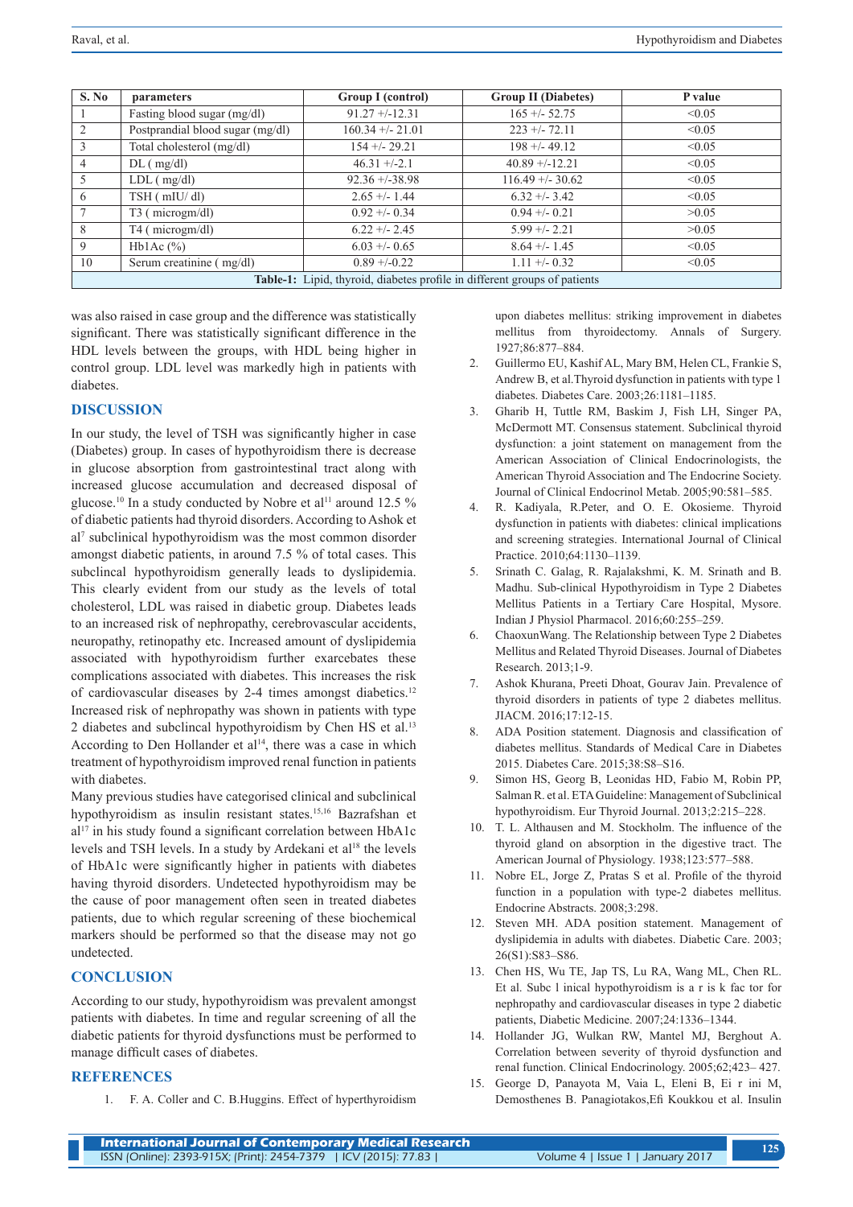| S. No | parameters | Group I (control) | Group II (Diabetes) | P value |
|---|---|---|---|---|
| 1 | Fasting blood sugar (mg/dl) | 91.27 +/-12.31 | 165 +/- 52.75 | <0.05 |
| 2 | Postprandial blood sugar (mg/dl) | 160.34 +/- 21.01 | 223 +/- 72.11 | <0.05 |
| 3 | Total cholesterol (mg/dl) | 154 +/- 29.21 | 198 +/- 49.12 | <0.05 |
| 4 | DL ( mg/dl) | 46.31 +/-2.1 | 40.89 +/-12.21 | <0.05 |
| 5 | LDL ( mg/dl) | 92.36 +/-38.98 | 116.49 +/- 30.62 | <0.05 |
| 6 | TSH ( mIU/ dl) | 2.65 +/- 1.44 | 6.32 +/- 3.42 | <0.05 |
| 7 | T3 ( microgm/dl) | 0.92 +/- 0.34 | 0.94 +/- 0.21 | >0.05 |
| 8 | T4 ( microgm/dl) | 6.22 +/- 2.45 | 5.99 +/- 2.21 | >0.05 |
| 9 | Hb1Ac (%) | 6.03 +/- 0.65 | 8.64 +/- 1.45 | <0.05 |
| 10 | Serum creatinine ( mg/dl) | 0.89 +/-0.22 | 1.11 +/- 0.32 | <0.05 |

**Table-1:** Lipid, thyroid, diabetes profile in different groups of patients

was also raised in case group and the difference was statistically significant. There was statistically significant difference in the HDL levels between the groups, with HDL being higher in control group. LDL level was markedly high in patients with diabetes.

## DISCUSSION

In our study, the level of TSH was significantly higher in case (Diabetes) group. In cases of hypothyroidism there is decrease in glucose absorption from gastrointestinal tract along with increased glucose accumulation and decreased disposal of glucose.[10] In a study conducted by Nobre et al[11] around 12.5 % of diabetic patients had thyroid disorders. According to Ashok et al[7] subclinical hypothyroidism was the most common disorder amongst diabetic patients, in around 7.5 % of total cases. This subclincal hypothyroidism generally leads to dyslipidemia. This clearly evident from our study as the levels of total cholesterol, LDL was raised in diabetic group. Diabetes leads to an increased risk of nephropathy, cerebrovascular accidents, neuropathy, retinopathy etc. Increased amount of dyslipidemia associated with hypothyroidism further exarcebates these complications associated with diabetes. This increases the risk of cardiovascular diseases by 2-4 times amongst diabetics.[12] Increased risk of nephropathy was shown in patients with type 2 diabetes and subclinal hypothyroidism by Chen HS et al.[13] According to Den Hollander et al[14], there was a case in which treatment of hypothyroidism improved renal function in patients with diabetes.

Many previous studies have categorised clinical and subclinical hypothyroidism as insulin resistant states.[15,16] Bazrafshan et al[17] in his study found a significant correlation between HbA1c levels and TSH levels. In a study by Ardekani et al[18] the levels of HbA1c were significantly higher in patients with diabetes having thyroid disorders. Undetected hypothyroidism may be the cause of poor management often seen in treated diabetes patients, due to which regular screening of these biochemical markers should be performed so that the disease may not go undetected.

## CONCLUSION

According to our study, hypothyroidism was prevalent amongst patients with diabetes. In time and regular screening of all the diabetic patients for thyroid dysfunctions must be performed to manage difficult cases of diabetes.

## REFERENCES

1. F. A. Coller and C. B.Huggins. Effect of hyperthyroidism upon diabetes mellitus: striking improvement in diabetes mellitus from thyroidectomy. Annals of Surgery. 1927;86:877–884.
2. Guillermo EU, Kashif AL, Mary BM, Helen CL, Frankie S, Andrew B, et al.Thyroid dysfunction in patients with type 1 diabetes. Diabetes Care. 2003;26:1181–1185.
3. Gharib H, Tuttle RM, Baskim J, Fish LH, Singer PA, McDermott MT. Consensus statement. Subclinical thyroid dysfunction: a joint statement on management from the American Association of Clinical Endocrinologists, the American Thyroid Association and The Endocrine Society. Journal of Clinical Endocrinol Metab. 2005;90:581–585.
4. R. Kadiyala, R.Peter, and O. E. Okosieme. Thyroid dysfunction in patients with diabetes: clinical implications and screening strategies. International Journal of Clinical Practice. 2010;64:1130–1139.
5. Srinath C. Galag, R. Rajalakshmi, K. M. Srinath and B. Madhu. Sub-clinical Hypothyroidism in Type 2 Diabetes Mellitus Patients in a Tertiary Care Hospital, Mysore. Indian J Physiol Pharmacol. 2016;60:255–259.
6. ChaoxunWang. The Relationship between Type 2 Diabetes Mellitus and Related Thyroid Diseases. Journal of Diabetes Research. 2013;1-9.
7. Ashok Khurana, Preeti Dhoat, Gourav Jain. Prevalence of thyroid disorders in patients of type 2 diabetes mellitus. JIACM. 2016;17:12-15.
8. ADA Position statement. Diagnosis and classification of diabetes mellitus. Standards of Medical Care in Diabetes 2015. Diabetes Care. 2015;38:S8–S16.
9. Simon HS, Georg B, Leonidas HD, Fabio M, Robin PP, Salman R. et al. ETA Guideline: Management of Subclinical hypothyroidism. Eur Thyroid Journal. 2013;2:215–228.
10. T. L. Althausen and M. Stockholm. The influence of the thyroid gland on absorption in the digestive tract. The American Journal of Physiology. 1938;123:577–588.
11. Nobre EL, Jorge Z, Pratas S et al. Profile of the thyroid function in a population with type-2 diabetes mellitus. Endocrine Abstracts. 2008;3:298.
12. Steven MH. ADA position statement. Management of dyslipidemia in adults with diabetes. Diabetic Care. 2003; 26(S1):S83–S86.
13. Chen HS, Wu TE, Jap TS, Lu RA, Wang ML, Chen RL. Et al. Subc l inical hypothyroidism is a r is k fac tor for nephropathy and cardiovascular diseases in type 2 diabetic patients, Diabetic Medicine. 2007;24:1336–1344.
14. Hollander JG, Wulkan RW, Mantel MJ, Berghout A. Correlation between severity of thyroid dysfunction and renal function. Clinical Endocrinology. 2005;62;423– 427.
15. George D, Panayota M, Vaia L, Eleni B, Ei r ini M, Demosthenes B. Panagiotakos,Efi Koukkou et al. Insulin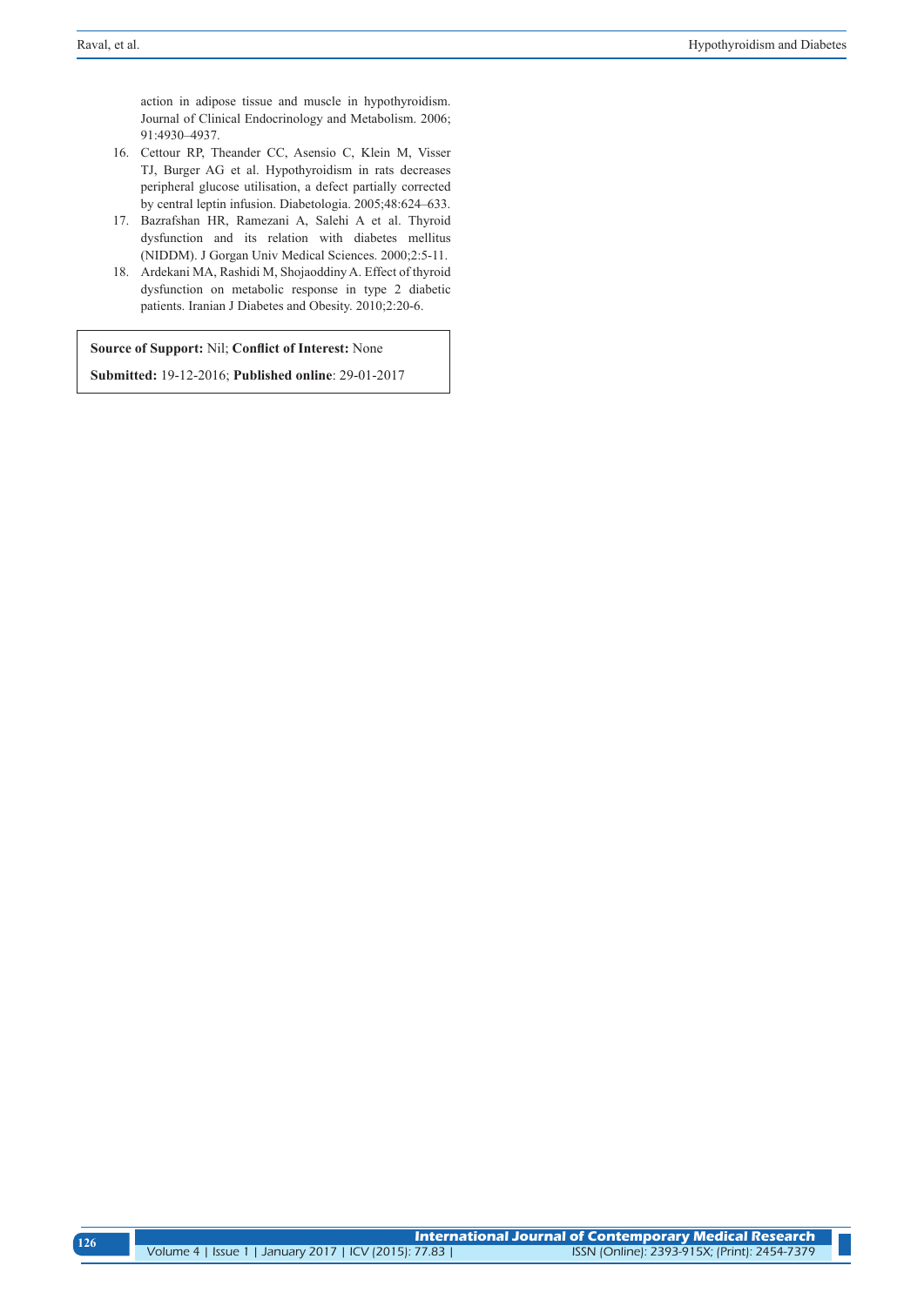action in adipose tissue and muscle in hypothyroidism. Journal of Clinical Endocrinology and Metabolism. 2006; 91:4930–4937.

16. Cettour RP, Theander CC, Asensio C, Klein M, Visser TJ, Burger AG et al. Hypothyroidism in rats decreases peripheral glucose utilisation, a defect partially corrected by central leptin infusion. Diabetologia. 2005;48:624–633.
17. Bazrafshan HR, Ramezani A, Salehi A et al. Thyroid dysfunction and its relation with diabetes mellitus (NIDDM). J Gorgan Univ Medical Sciences. 2000;2:5-11.
18. Ardekani MA, Rashidi M, Shojaoddiny A. Effect of thyroid dysfunction on metabolic response in type 2 diabetic patients. Iranian J Diabetes and Obesity. 2010;2:20-6.

**Source of Support:** Nil; **Conflict of Interest:** None

**Submitted:** 19-12-2016; **Published online**: 29-01-2017